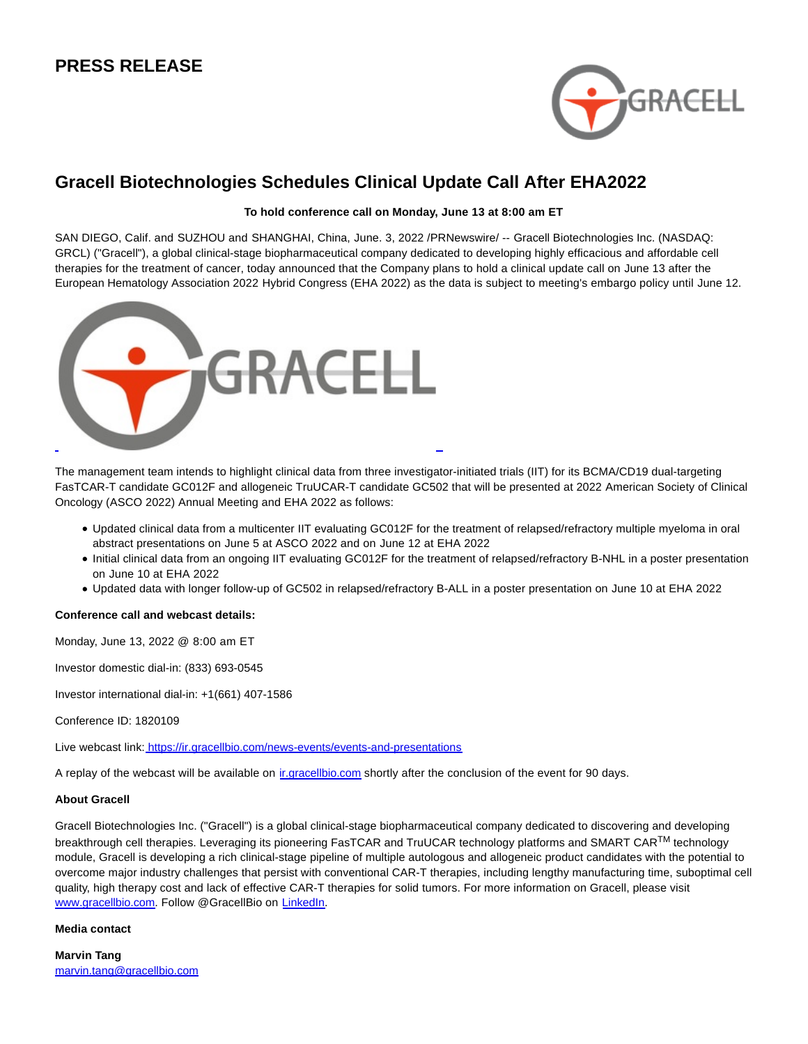# PRESS RELEASE

## Gracell Biotechnologies Schedules Clinical Update Call After EHA2022

**To hold conference call on Monday, June 13 at 8:00 am ET**

SAN DIEGO, Calif. and SUZHOU and SHANGHAI, China, June. 3, 2022 /PRNewswire/ -- Gracell Biotechnologies Inc. (NASDAQ: GRCL) ("Gracell"), a global clinical-stage biopharmaceutical company dedicated to developing highly efficacious and affordable cell therapies for the treatment of cancer, today announced that the Company plans to hold a clinical update call on June 13 after the European Hematology Association 2022 Hybrid Congress (EHA 2022) as the data is subject to meeting's embargo policy until June 12.

The management team intends to highlight clinical data from three investigator-initiated trials (IIT) for its BCMA/CD19 dual-targeting FasTCAR-T candidate GC012F and allogeneic TruUCAR-T candidate GC502 that will be presented at 2022 American Society of Clinical Oncology (ASCO 2022) Annual Meeting and EHA 2022 as follows:

- Updated clinical data from a multicenter IIT evaluating GC012F for the treatment of relapsed/refractory multiple myeloma in oral abstract presentations on June 5 at ASCO 2022 and on June 12 at EHA 2022
- Initial clinical data from an ongoing IIT evaluating GC012F for the treatment of relapsed/refractory B-NHL in a poster presentation on June 10 at EHA 2022
- Updated data with longer follow-up of GC502 in relapsed/refractory B-ALL in a poster presentation on June 10 at EHA 2022

**Conference call and webcast details:**

Monday, June 13, 2022 @ 8:00 am ET

Investor domestic dial-in: (833) 693-0545

Investor international dial-in: +1(661) 407-1586

Conference ID: 1820109

Live webcast link: https://ir.gracellbio.com/news-events/events-and-presentations

A replay of the webcast will be available on ir.gracellbio.com shortly after the conclusion of the event for 90 days.

**About Gracell**

Gracell Biotechnologies Inc. ("Gracell") is a global clinical-stage biopharmaceutical company dedicated to discovering and developing breakthrough cell therapies. Leveraging its pioneering FasTCAR and TruUCAR technology platforms and SMART CAR™ technology module, Gracell is developing a rich clinical-stage pipeline of multiple autologous and allogeneic product candidates with the potential to overcome major industry challenges that persist with conventional CAR-T therapies, including lengthy manufacturing time, suboptimal cell quality, high therapy cost and lack of effective CAR-T therapies for solid tumors. For more information on Gracell, please visit www.gracellbio.com. Follow @GracellBio on LinkedIn.

**Media contact**

**Marvin Tang**
marvin.tang@gracellbio.com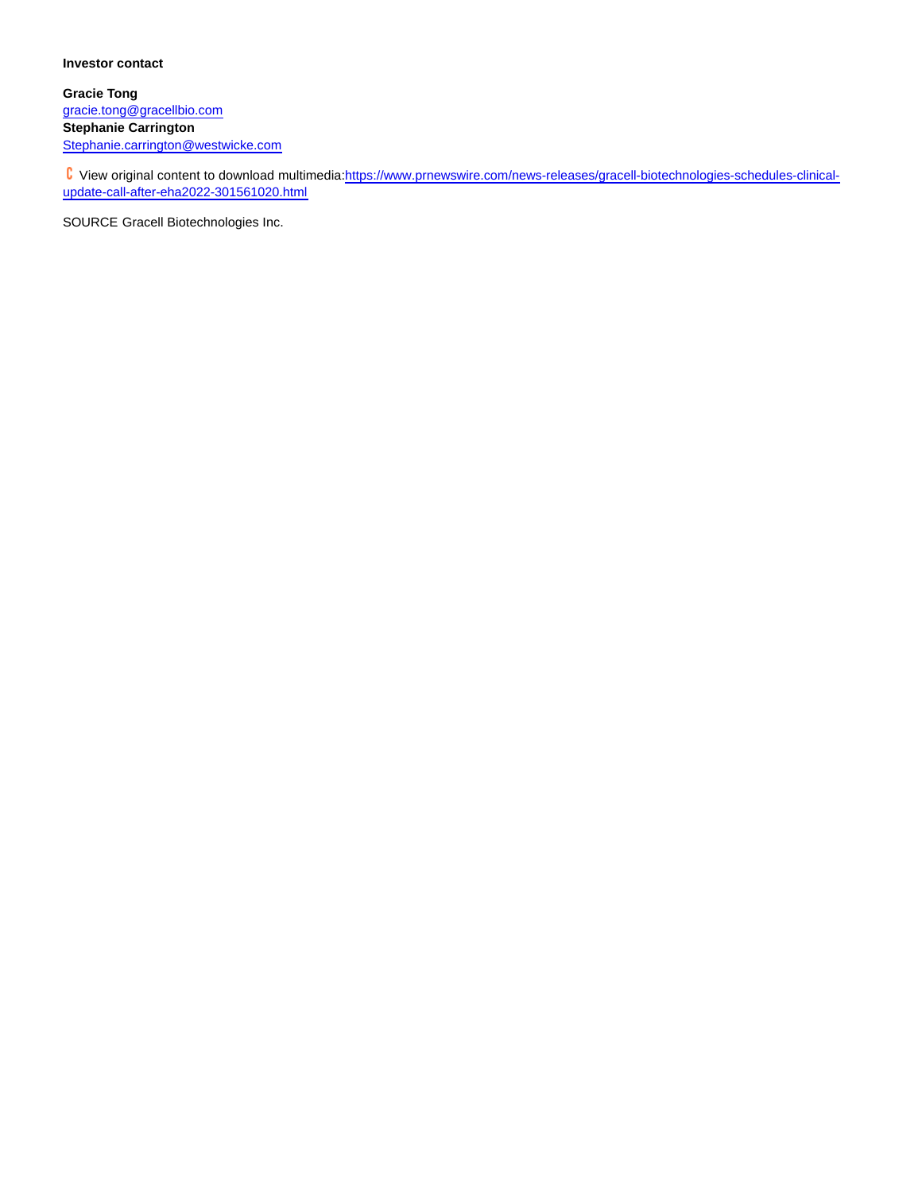**Investor contact**

**Gracie Tong**
gracie.tong@gracellbio.com
**Stephanie Carrington**
Stephanie.carrington@westwicke.com

View original content to download multimedia:https://www.prnewswire.com/news-releases/gracell-biotechnologies-schedules-clinical-update-call-after-eha2022-301561020.html

SOURCE Gracell Biotechnologies Inc.